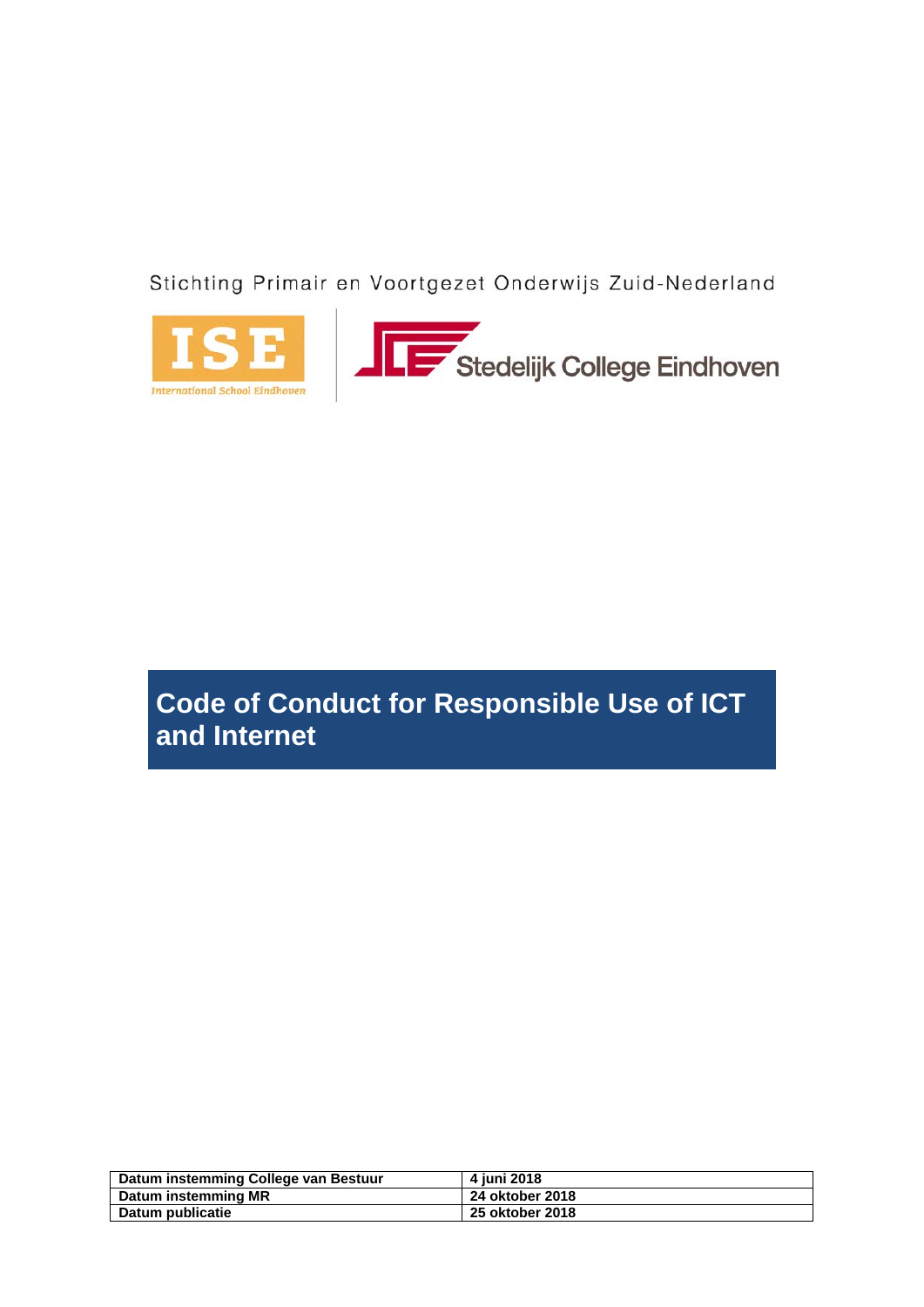Stichting Primair en Voortgezet Onderwijs Zuid-Nederland

ISE
International School Eindhoven

Stedelijk College Eindhoven

# Code of Conduct for Responsible Use of ICT and Internet

| Datum instemming College van Bestuur | 4 juni 2018 |
|---|---|
| Datum instemming MR | 24 oktober 2018 |
| Datum publicatie | 25 oktober 2018 |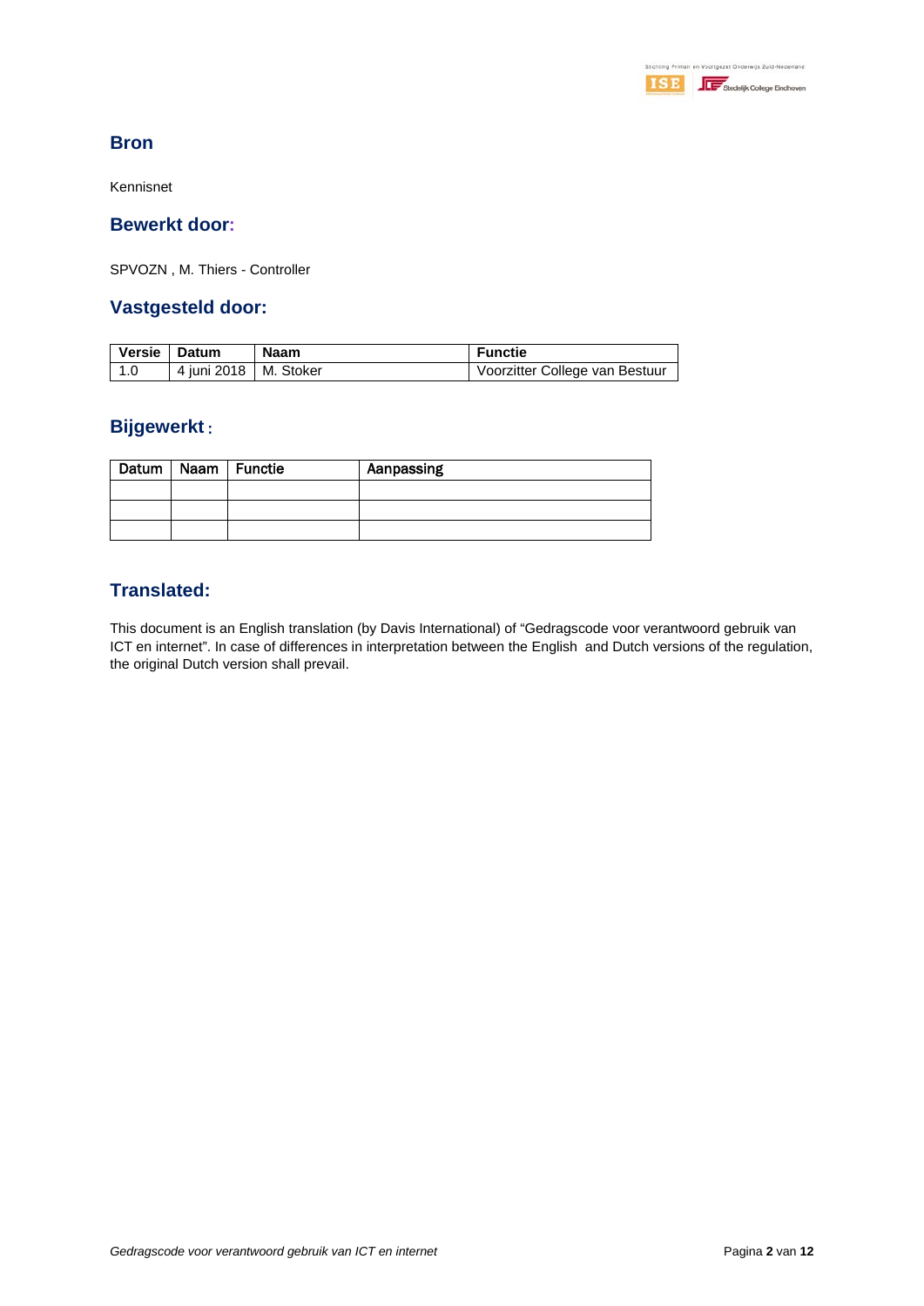## Bron

Kennisnet

## Bewerkt door:

SPVOZN , M. Thiers - Controller

## Vastgesteld door:

| Versie | Datum | Naam | Functie |
|---|---|---|---|
| 1.0 | 4 juni 2018 | M. Stoker | Voorzitter College van Bestuur |

## Bijgewerkt:

| Datum | Naam | Functie | Aanpassing |
|---|---|---|---|
| | | | |
| | | | |
| | | | |

## Translated:

This document is an English translation (by Davis International) of "Gedragscode voor verantwoord gebruik van ICT en internet". In case of differences in interpretation between the English and Dutch versions of the regulation, the original Dutch version shall prevail.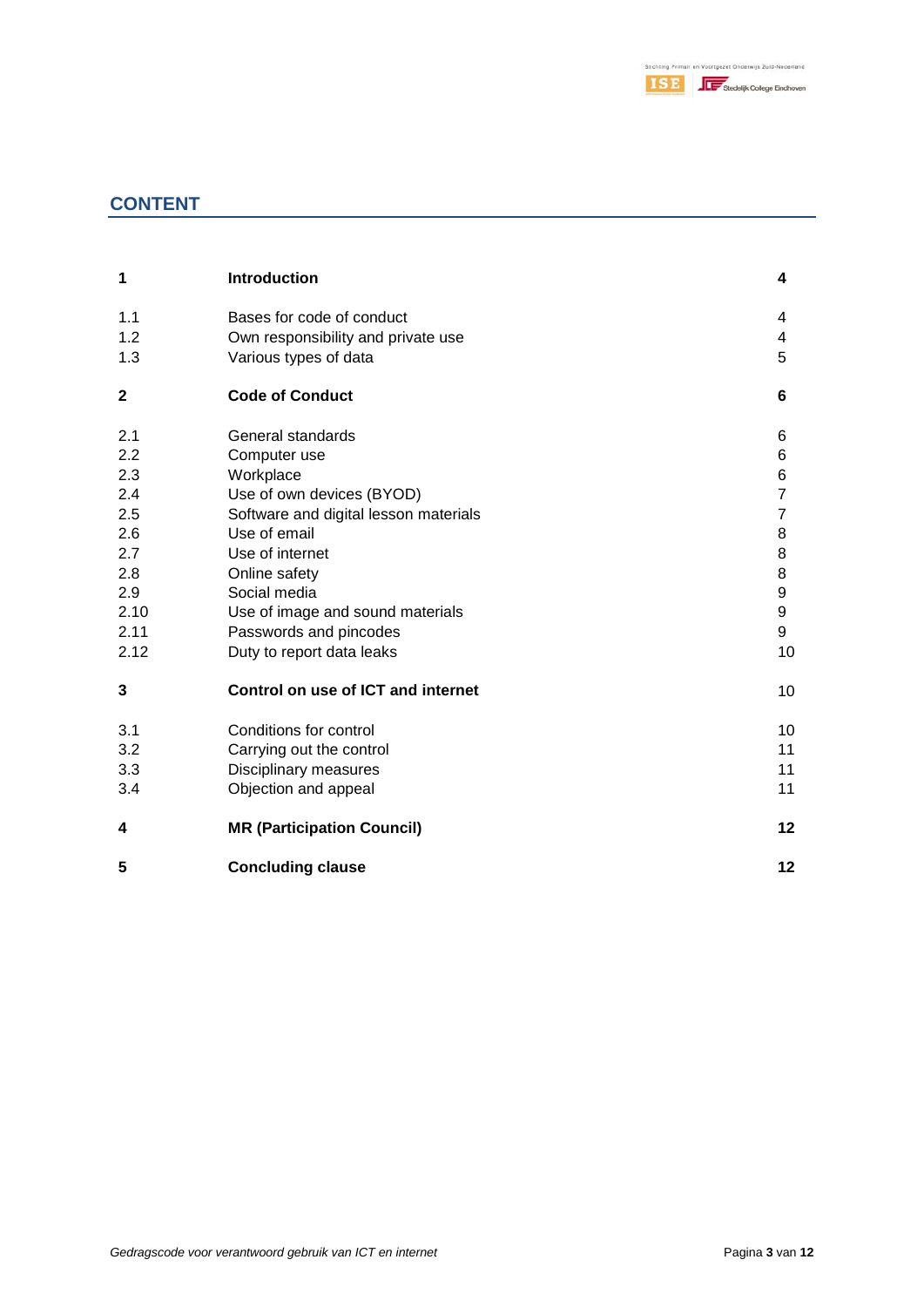## CONTENT

| | | |
|---|---|---|
| **1** | **Introduction** | **4** |
| 1.1 | Bases for code of conduct | 4 |
| 1.2 | Own responsibility and private use | 4 |
| 1.3 | Various types of data | 5 |
| **2** | **Code of Conduct** | **6** |
| 2.1 | General standards | 6 |
| 2.2 | Computer use | 6 |
| 2.3 | Workplace | 6 |
| 2.4 | Use of own devices (BYOD) | 7 |
| 2.5 | Software and digital lesson materials | 7 |
| 2.6 | Use of email | 8 |
| 2.7 | Use of internet | 8 |
| 2.8 | Online safety | 8 |
| 2.9 | Social media | 9 |
| 2.10 | Use of image and sound materials | 9 |
| 2.11 | Passwords and pincodes | 9 |
| 2.12 | Duty to report data leaks | 10 |
| **3** | **Control on use of ICT and internet** | 10 |
| 3.1 | Conditions for control | 10 |
| 3.2 | Carrying out the control | 11 |
| 3.3 | Disciplinary measures | 11 |
| 3.4 | Objection and appeal | 11 |
| **4** | **MR (Participation Council)** | **12** |
| **5** | **Concluding clause** | **12** |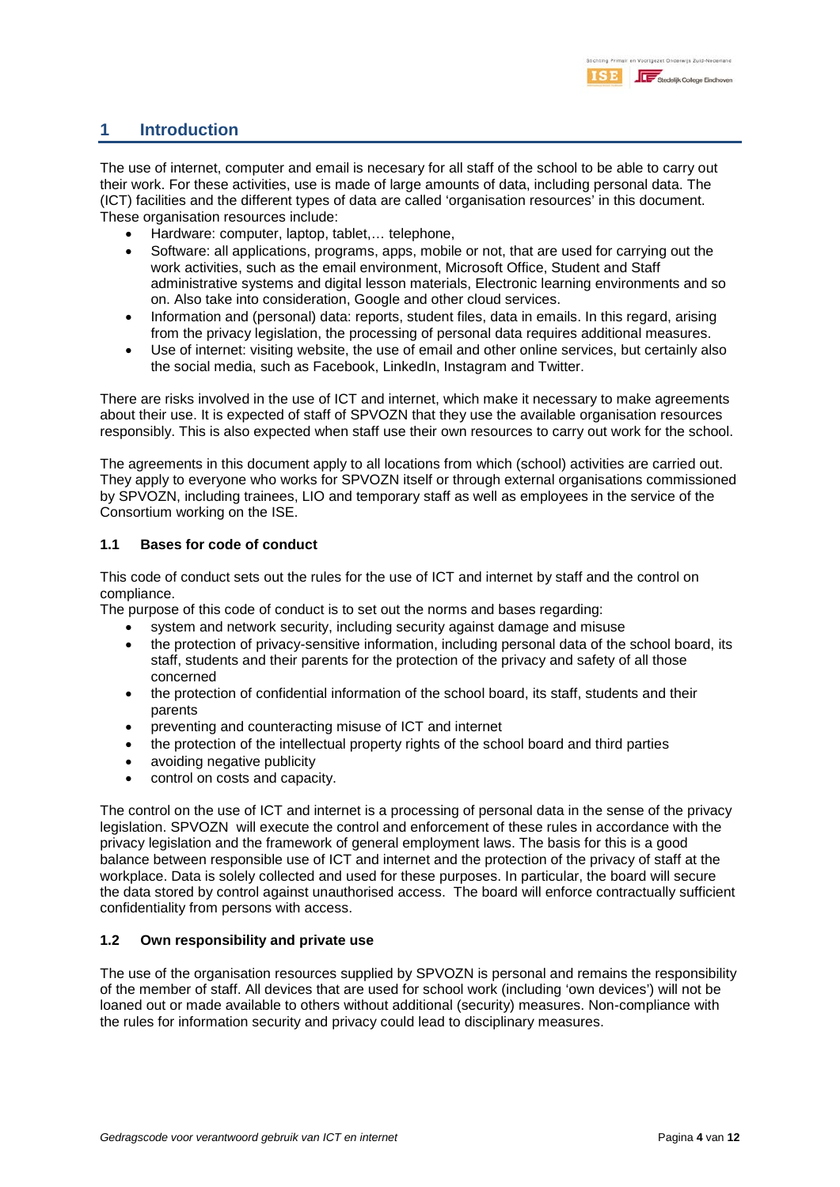# 1 Introduction

The use of internet, computer and email is necesary for all staff of the school to be able to carry out their work. For these activities, use is made of large amounts of data, including personal data. The (ICT) facilities and the different types of data are called 'organisation resources' in this document. These organisation resources include:

- Hardware: computer, laptop, tablet,… telephone,
- Software: all applications, programs, apps, mobile or not, that are used for carrying out the work activities, such as the email environment, Microsoft Office, Student and Staff administrative systems and digital lesson materials, Electronic learning environments and so on. Also take into consideration, Google and other cloud services.
- Information and (personal) data: reports, student files, data in emails. In this regard, arising from the privacy legislation, the processing of personal data requires additional measures.
- Use of internet: visiting website, the use of email and other online services, but certainly also the social media, such as Facebook, LinkedIn, Instagram and Twitter.

There are risks involved in the use of ICT and internet, which make it necessary to make agreements about their use. It is expected of staff of SPVOZN that they use the available organisation resources responsibly. This is also expected when staff use their own resources to carry out work for the school.

The agreements in this document apply to all locations from which (school) activities are carried out. They apply to everyone who works for SPVOZN itself or through external organisations commissioned by SPVOZN, including trainees, LIO and temporary staff as well as employees in the service of the Consortium working on the ISE.

## 1.1 Bases for code of conduct

This code of conduct sets out the rules for the use of ICT and internet by staff and the control on compliance.

The purpose of this code of conduct is to set out the norms and bases regarding:

- system and network security, including security against damage and misuse
- the protection of privacy-sensitive information, including personal data of the school board, its staff, students and their parents for the protection of the privacy and safety of all those concerned
- the protection of confidential information of the school board, its staff, students and their parents
- preventing and counteracting misuse of ICT and internet
- the protection of the intellectual property rights of the school board and third parties
- avoiding negative publicity
- control on costs and capacity.

The control on the use of ICT and internet is a processing of personal data in the sense of the privacy legislation. SPVOZN will execute the control and enforcement of these rules in accordance with the privacy legislation and the framework of general employment laws. The basis for this is a good balance between responsible use of ICT and internet and the protection of the privacy of staff at the workplace. Data is solely collected and used for these purposes. In particular, the board will secure the data stored by control against unauthorised access. The board will enforce contractually sufficient confidentiality from persons with access.

## 1.2 Own responsibility and private use

The use of the organisation resources supplied by SPVOZN is personal and remains the responsibility of the member of staff. All devices that are used for school work (including 'own devices') will not be loaned out or made available to others without additional (security) measures. Non-compliance with the rules for information security and privacy could lead to disciplinary measures.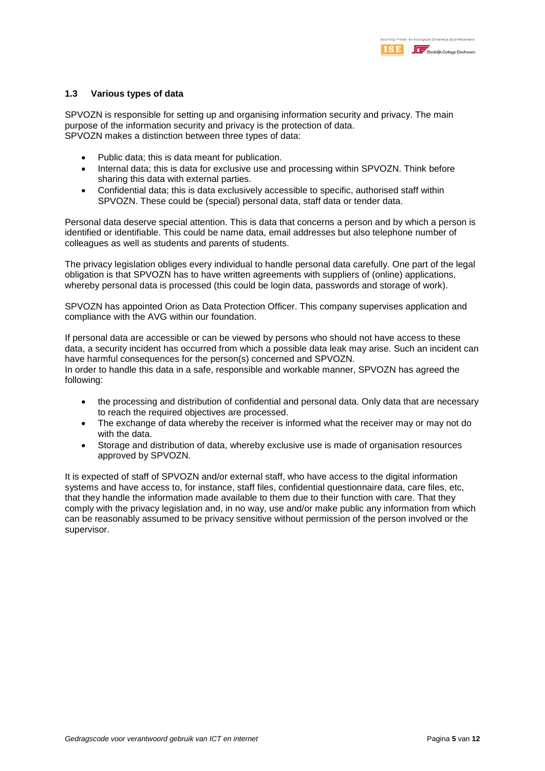### 1.3 Various types of data

SPVOZN is responsible for setting up and organising information security and privacy. The main purpose of the information security and privacy is the protection of data.
SPVOZN makes a distinction between three types of data:

- Public data; this is data meant for publication.
- Internal data; this is data for exclusive use and processing within SPVOZN. Think before sharing this data with external parties.
- Confidential data; this is data exclusively accessible to specific, authorised staff within SPVOZN. These could be (special) personal data, staff data or tender data.

Personal data deserve special attention. This is data that concerns a person and by which a person is identified or identifiable. This could be name data, email addresses but also telephone number of colleagues as well as students and parents of students.

The privacy legislation obliges every individual to handle personal data carefully. One part of the legal obligation is that SPVOZN has to have written agreements with suppliers of (online) applications, whereby personal data is processed (this could be login data, passwords and storage of work).

SPVOZN has appointed Orion as Data Protection Officer. This company supervises application and compliance with the AVG within our foundation.

If personal data are accessible or can be viewed by persons who should not have access to these data, a security incident has occurred from which a possible data leak may arise. Such an incident can have harmful consequences for the person(s) concerned and SPVOZN.
In order to handle this data in a safe, responsible and workable manner, SPVOZN has agreed the following:

- the processing and distribution of confidential and personal data. Only data that are necessary to reach the required objectives are processed.
- The exchange of data whereby the receiver is informed what the receiver may or may not do with the data.
- Storage and distribution of data, whereby exclusive use is made of organisation resources approved by SPVOZN.

It is expected of staff of SPVOZN and/or external staff, who have access to the digital information systems and have access to, for instance, staff files, confidential questionnaire data, care files, etc, that they handle the information made available to them due to their function with care. That they comply with the privacy legislation and, in no way, use and/or make public any information from which can be reasonably assumed to be privacy sensitive without permission of the person involved or the supervisor.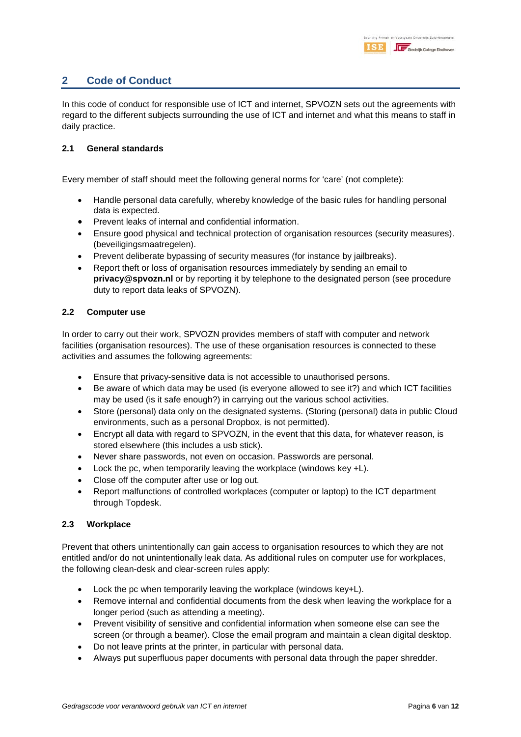## 2 Code of Conduct

In this code of conduct for responsible use of ICT and internet, SPVOZN sets out the agreements with regard to the different subjects surrounding the use of ICT and internet and what this means to staff in daily practice.

### 2.1 General standards

Every member of staff should meet the following general norms for 'care' (not complete):

- Handle personal data carefully, whereby knowledge of the basic rules for handling personal data is expected.
- Prevent leaks of internal and confidential information.
- Ensure good physical and technical protection of organisation resources (security measures). (beveiligingsmaatregelen).
- Prevent deliberate bypassing of security measures (for instance by jailbreaks).
- Report theft or loss of organisation resources immediately by sending an email to **privacy@spvozn.nl** or by reporting it by telephone to the designated person (see procedure duty to report data leaks of SPVOZN).

### 2.2 Computer use

In order to carry out their work, SPVOZN provides members of staff with computer and network facilities (organisation resources). The use of these organisation resources is connected to these activities and assumes the following agreements:

- Ensure that privacy-sensitive data is not accessible to unauthorised persons.
- Be aware of which data may be used (is everyone allowed to see it?) and which ICT facilities may be used (is it safe enough?) in carrying out the various school activities.
- Store (personal) data only on the designated systems. (Storing (personal) data in public Cloud environments, such as a personal Dropbox, is not permitted).
- Encrypt all data with regard to SPVOZN, in the event that this data, for whatever reason, is stored elsewhere (this includes a usb stick).
- Never share passwords, not even on occasion. Passwords are personal.
- Lock the pc, when temporarily leaving the workplace (windows key +L).
- Close off the computer after use or log out.
- Report malfunctions of controlled workplaces (computer or laptop) to the ICT department through Topdesk.

### 2.3 Workplace

Prevent that others unintentionally can gain access to organisation resources to which they are not entitled and/or do not unintentionally leak data. As additional rules on computer use for workplaces, the following clean-desk and clear-screen rules apply:

- Lock the pc when temporarily leaving the workplace (windows key+L).
- Remove internal and confidential documents from the desk when leaving the workplace for a longer period (such as attending a meeting).
- Prevent visibility of sensitive and confidential information when someone else can see the screen (or through a beamer). Close the email program and maintain a clean digital desktop.
- Do not leave prints at the printer, in particular with personal data.
- Always put superfluous paper documents with personal data through the paper shredder.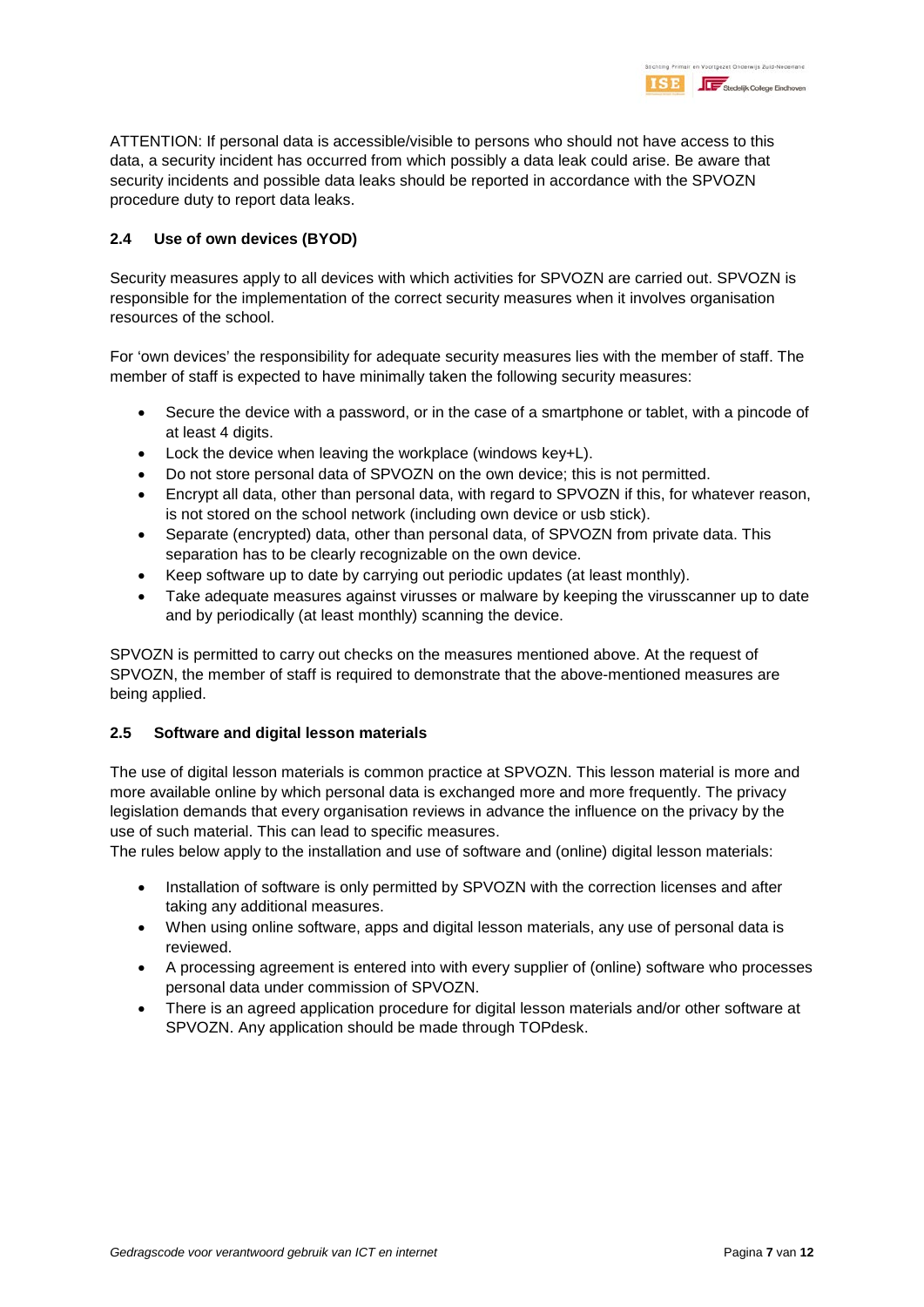ATTENTION: If personal data is accessible/visible to persons who should not have access to this data, a security incident has occurred from which possibly a data leak could arise. Be aware that security incidents and possible data leaks should be reported in accordance with the SPVOZN procedure duty to report data leaks.

### 2.4 Use of own devices (BYOD)

Security measures apply to all devices with which activities for SPVOZN are carried out. SPVOZN is responsible for the implementation of the correct security measures when it involves organisation resources of the school.

For 'own devices' the responsibility for adequate security measures lies with the member of staff. The member of staff is expected to have minimally taken the following security measures:

- Secure the device with a password, or in the case of a smartphone or tablet, with a pincode of at least 4 digits.
- Lock the device when leaving the workplace (windows key+L).
- Do not store personal data of SPVOZN on the own device; this is not permitted.
- Encrypt all data, other than personal data, with regard to SPVOZN if this, for whatever reason, is not stored on the school network (including own device or usb stick).
- Separate (encrypted) data, other than personal data, of SPVOZN from private data. This separation has to be clearly recognizable on the own device.
- Keep software up to date by carrying out periodic updates (at least monthly).
- Take adequate measures against virusses or malware by keeping the virusscanner up to date and by periodically (at least monthly) scanning the device.

SPVOZN is permitted to carry out checks on the measures mentioned above. At the request of SPVOZN, the member of staff is required to demonstrate that the above-mentioned measures are being applied.

### 2.5 Software and digital lesson materials

The use of digital lesson materials is common practice at SPVOZN. This lesson material is more and more available online by which personal data is exchanged more and more frequently. The privacy legislation demands that every organisation reviews in advance the influence on the privacy by the use of such material. This can lead to specific measures.

The rules below apply to the installation and use of software and (online) digital lesson materials:

- Installation of software is only permitted by SPVOZN with the correction licenses and after taking any additional measures.
- When using online software, apps and digital lesson materials, any use of personal data is reviewed.
- A processing agreement is entered into with every supplier of (online) software who processes personal data under commission of SPVOZN.
- There is an agreed application procedure for digital lesson materials and/or other software at SPVOZN. Any application should be made through TOPdesk.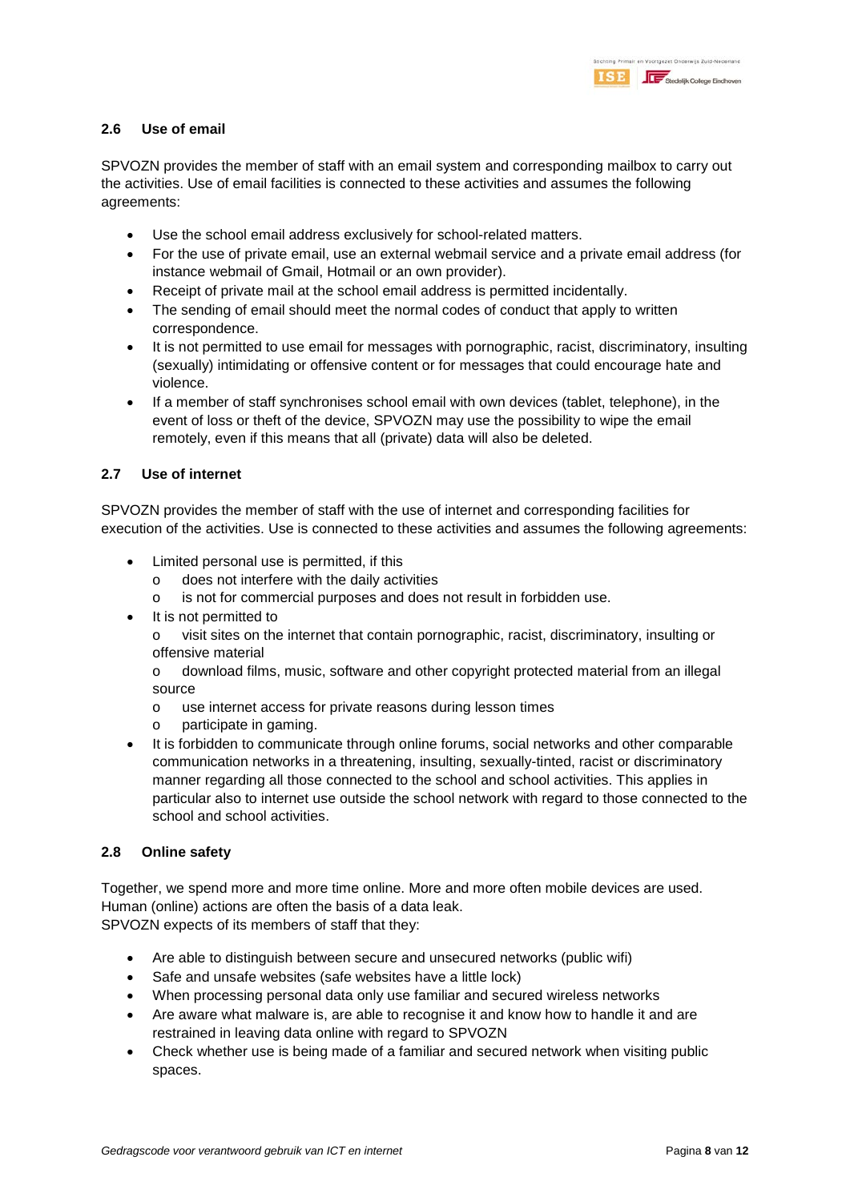### 2.6 Use of email

SPVOZN provides the member of staff with an email system and corresponding mailbox to carry out the activities. Use of email facilities is connected to these activities and assumes the following agreements:

- Use the school email address exclusively for school-related matters.
- For the use of private email, use an external webmail service and a private email address (for instance webmail of Gmail, Hotmail or an own provider).
- Receipt of private mail at the school email address is permitted incidentally.
- The sending of email should meet the normal codes of conduct that apply to written correspondence.
- It is not permitted to use email for messages with pornographic, racist, discriminatory, insulting (sexually) intimidating or offensive content or for messages that could encourage hate and violence.
- If a member of staff synchronises school email with own devices (tablet, telephone), in the event of loss or theft of the device, SPVOZN may use the possibility to wipe the email remotely, even if this means that all (private) data will also be deleted.

### 2.7 Use of internet

SPVOZN provides the member of staff with the use of internet and corresponding facilities for execution of the activities. Use is connected to these activities and assumes the following agreements:

- Limited personal use is permitted, if this
  - does not interfere with the daily activities
  - is not for commercial purposes and does not result in forbidden use.
- It is not permitted to
  - visit sites on the internet that contain pornographic, racist, discriminatory, insulting or offensive material
  - download films, music, software and other copyright protected material from an illegal source
  - use internet access for private reasons during lesson times
  - participate in gaming.
- It is forbidden to communicate through online forums, social networks and other comparable communication networks in a threatening, insulting, sexually-tinted, racist or discriminatory manner regarding all those connected to the school and school activities. This applies in particular also to internet use outside the school network with regard to those connected to the school and school activities.

### 2.8 Online safety

Together, we spend more and more time online. More and more often mobile devices are used. Human (online) actions are often the basis of a data leak.
SPVOZN expects of its members of staff that they:

- Are able to distinguish between secure and unsecured networks (public wifi)
- Safe and unsafe websites (safe websites have a little lock)
- When processing personal data only use familiar and secured wireless networks
- Are aware what malware is, are able to recognise it and know how to handle it and are restrained in leaving data online with regard to SPVOZN
- Check whether use is being made of a familiar and secured network when visiting public spaces.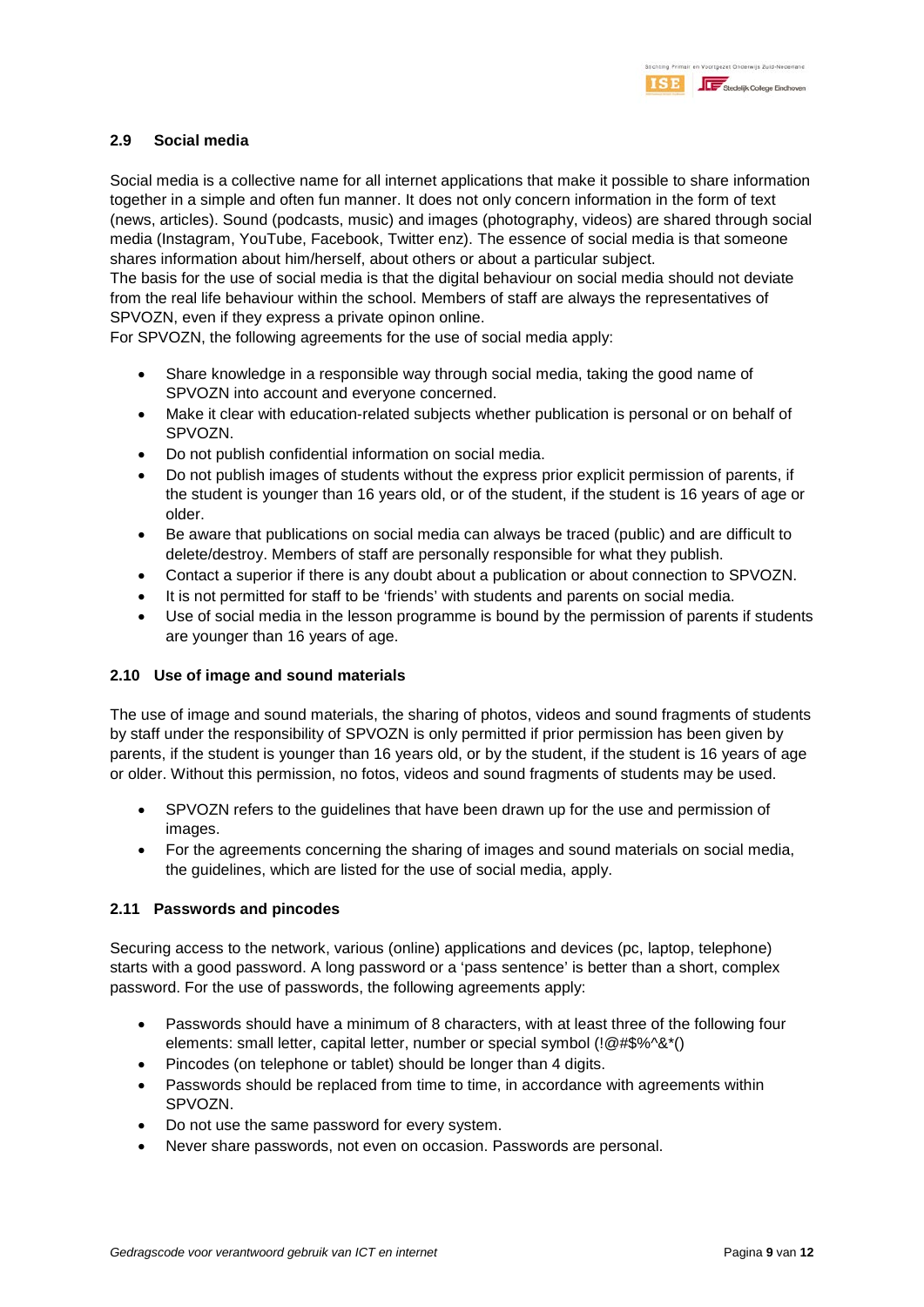## 2.9 Social media

Social media is a collective name for all internet applications that make it possible to share information together in a simple and often fun manner. It does not only concern information in the form of text (news, articles). Sound (podcasts, music) and images (photography, videos) are shared through social media (Instagram, YouTube, Facebook, Twitter enz). The essence of social media is that someone shares information about him/herself, about others or about a particular subject.
The basis for the use of social media is that the digital behaviour on social media should not deviate from the real life behaviour within the school. Members of staff are always the representatives of SPVOZN, even if they express a private opinon online.
For SPVOZN, the following agreements for the use of social media apply:

- Share knowledge in a responsible way through social media, taking the good name of SPVOZN into account and everyone concerned.
- Make it clear with education-related subjects whether publication is personal or on behalf of SPVOZN.
- Do not publish confidential information on social media.
- Do not publish images of students without the express prior explicit permission of parents, if the student is younger than 16 years old, or of the student, if the student is 16 years of age or older.
- Be aware that publications on social media can always be traced (public) and are difficult to delete/destroy. Members of staff are personally responsible for what they publish.
- Contact a superior if there is any doubt about a publication or about connection to SPVOZN.
- It is not permitted for staff to be 'friends' with students and parents on social media.
- Use of social media in the lesson programme is bound by the permission of parents if students are younger than 16 years of age.

## 2.10 Use of image and sound materials

The use of image and sound materials, the sharing of photos, videos and sound fragments of students by staff under the responsibility of SPVOZN is only permitted if prior permission has been given by parents, if the student is younger than 16 years old, or by the student, if the student is 16 years of age or older. Without this permission, no fotos, videos and sound fragments of students may be used.

- SPVOZN refers to the guidelines that have been drawn up for the use and permission of images.
- For the agreements concerning the sharing of images and sound materials on social media, the guidelines, which are listed for the use of social media, apply.

## 2.11 Passwords and pincodes

Securing access to the network, various (online) applications and devices (pc, laptop, telephone) starts with a good password. A long password or a 'pass sentence' is better than a short, complex password. For the use of passwords, the following agreements apply:

- Passwords should have a minimum of 8 characters, with at least three of the following four elements: small letter, capital letter, number or special symbol (!@#$%^&*()
- Pincodes (on telephone or tablet) should be longer than 4 digits.
- Passwords should be replaced from time to time, in accordance with agreements within SPVOZN.
- Do not use the same password for every system.
- Never share passwords, not even on occasion. Passwords are personal.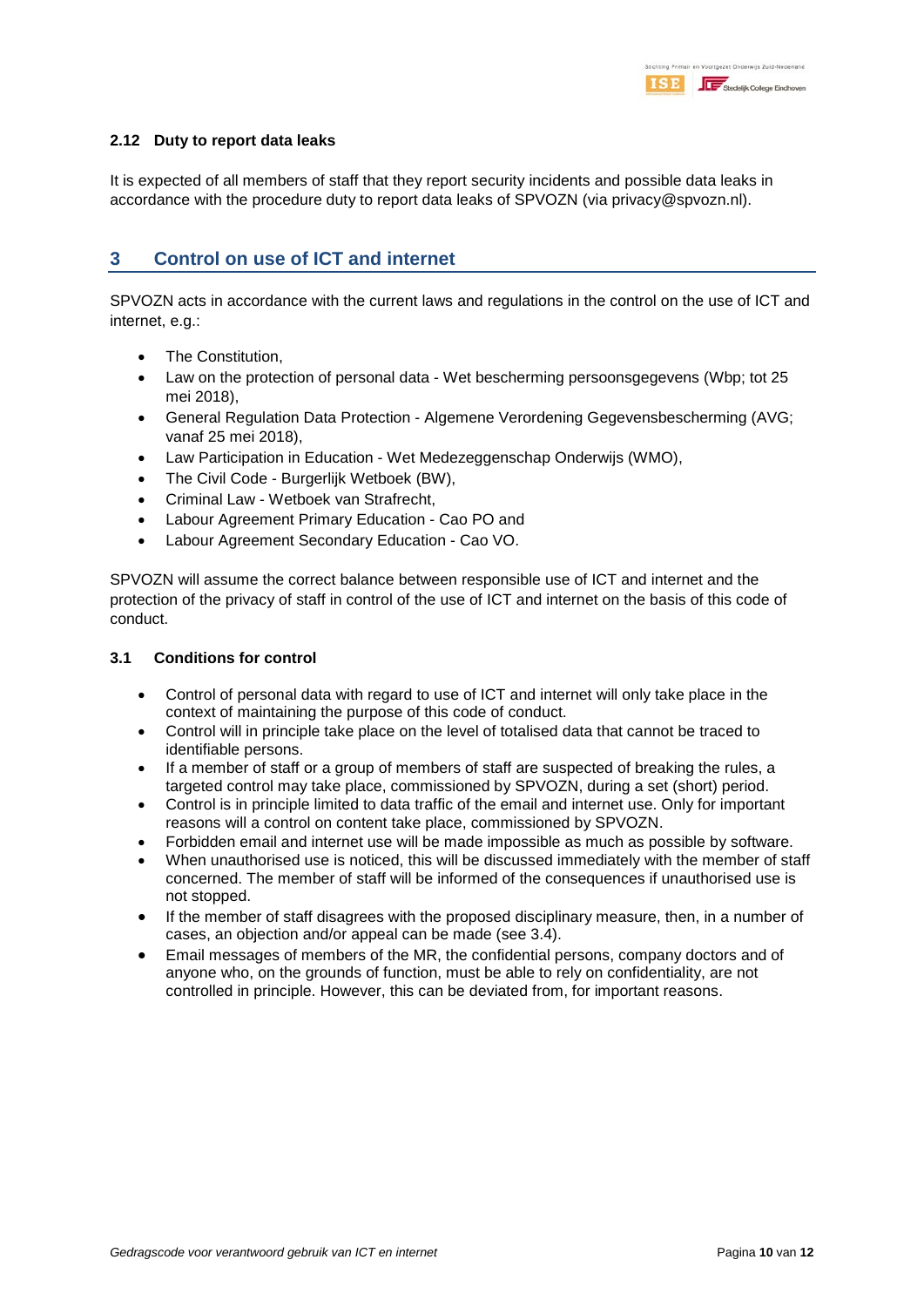### 2.12 Duty to report data leaks

It is expected of all members of staff that they report security incidents and possible data leaks in accordance with the procedure duty to report data leaks of SPVOZN (via privacy@spvozn.nl).

## 3 Control on use of ICT and internet

SPVOZN acts in accordance with the current laws and regulations in the control on the use of ICT and internet, e.g.:

- The Constitution,
- Law on the protection of personal data - Wet bescherming persoonsgegevens (Wbp; tot 25 mei 2018),
- General Regulation Data Protection - Algemene Verordening Gegevensbescherming (AVG; vanaf 25 mei 2018),
- Law Participation in Education - Wet Medezeggenschap Onderwijs (WMO),
- The Civil Code - Burgerlijk Wetboek (BW),
- Criminal Law - Wetboek van Strafrecht,
- Labour Agreement Primary Education - Cao PO and
- Labour Agreement Secondary Education - Cao VO.

SPVOZN will assume the correct balance between responsible use of ICT and internet and the protection of the privacy of staff in control of the use of ICT and internet on the basis of this code of conduct.

### 3.1 Conditions for control

- Control of personal data with regard to use of ICT and internet will only take place in the context of maintaining the purpose of this code of conduct.
- Control will in principle take place on the level of totalised data that cannot be traced to identifiable persons.
- If a member of staff or a group of members of staff are suspected of breaking the rules, a targeted control may take place, commissioned by SPVOZN, during a set (short) period.
- Control is in principle limited to data traffic of the email and internet use. Only for important reasons will a control on content take place, commissioned by SPVOZN.
- Forbidden email and internet use will be made impossible as much as possible by software.
- When unauthorised use is noticed, this will be discussed immediately with the member of staff concerned. The member of staff will be informed of the consequences if unauthorised use is not stopped.
- If the member of staff disagrees with the proposed disciplinary measure, then, in a number of cases, an objection and/or appeal can be made (see 3.4).
- Email messages of members of the MR, the confidential persons, company doctors and of anyone who, on the grounds of function, must be able to rely on confidentiality, are not controlled in principle. However, this can be deviated from, for important reasons.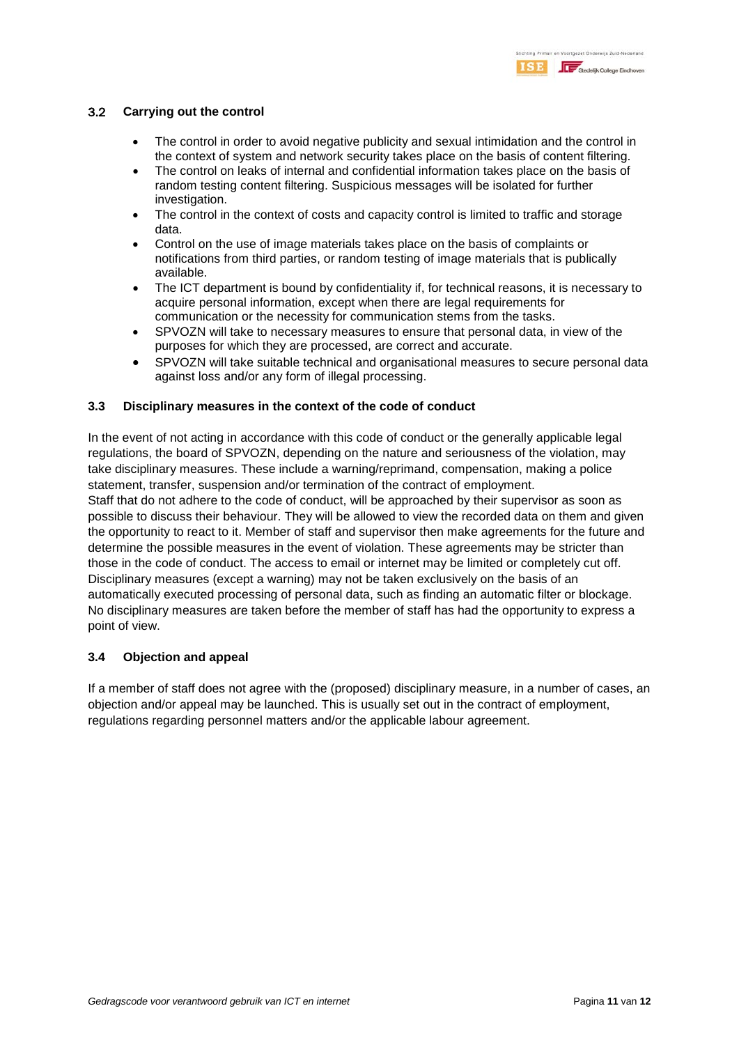### 3.2 Carrying out the control

- The control in order to avoid negative publicity and sexual intimidation and the control in the context of system and network security takes place on the basis of content filtering.
- The control on leaks of internal and confidential information takes place on the basis of random testing content filtering. Suspicious messages will be isolated for further investigation.
- The control in the context of costs and capacity control is limited to traffic and storage data.
- Control on the use of image materials takes place on the basis of complaints or notifications from third parties, or random testing of image materials that is publically available.
- The ICT department is bound by confidentiality if, for technical reasons, it is necessary to acquire personal information, except when there are legal requirements for communication or the necessity for communication stems from the tasks.
- SPVOZN will take to necessary measures to ensure that personal data, in view of the purposes for which they are processed, are correct and accurate.
- SPVOZN will take suitable technical and organisational measures to secure personal data against loss and/or any form of illegal processing.

### 3.3 Disciplinary measures in the context of the code of conduct

In the event of not acting in accordance with this code of conduct or the generally applicable legal regulations, the board of SPVOZN, depending on the nature and seriousness of the violation, may take disciplinary measures. These include a warning/reprimand, compensation, making a police statement, transfer, suspension and/or termination of the contract of employment.
Staff that do not adhere to the code of conduct, will be approached by their supervisor as soon as possible to discuss their behaviour. They will be allowed to view the recorded data on them and given the opportunity to react to it. Member of staff and supervisor then make agreements for the future and determine the possible measures in the event of violation. These agreements may be stricter than those in the code of conduct. The access to email or internet may be limited or completely cut off. Disciplinary measures (except a warning) may not be taken exclusively on the basis of an automatically executed processing of personal data, such as finding an automatic filter or blockage. No disciplinary measures are taken before the member of staff has had the opportunity to express a point of view.

### 3.4 Objection and appeal

If a member of staff does not agree with the (proposed) disciplinary measure, in a number of cases, an objection and/or appeal may be launched. This is usually set out in the contract of employment, regulations regarding personnel matters and/or the applicable labour agreement.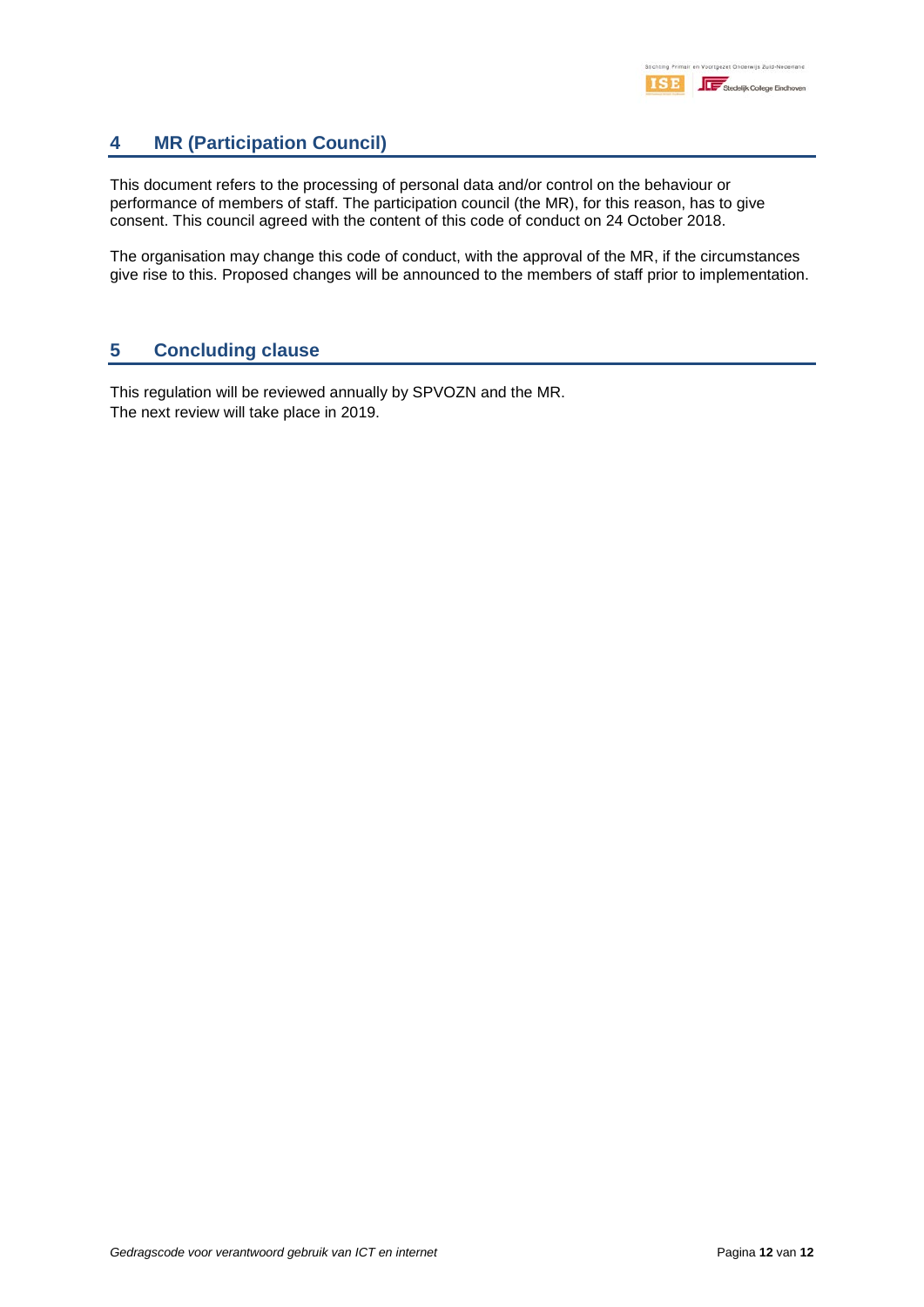## 4 MR (Participation Council)

This document refers to the processing of personal data and/or control on the behaviour or performance of members of staff. The participation council (the MR), for this reason, has to give consent. This council agreed with the content of this code of conduct on 24 October 2018.

The organisation may change this code of conduct, with the approval of the MR, if the circumstances give rise to this. Proposed changes will be announced to the members of staff prior to implementation.

## 5 Concluding clause

This regulation will be reviewed annually by SPVOZN and the MR.
The next review will take place in 2019.